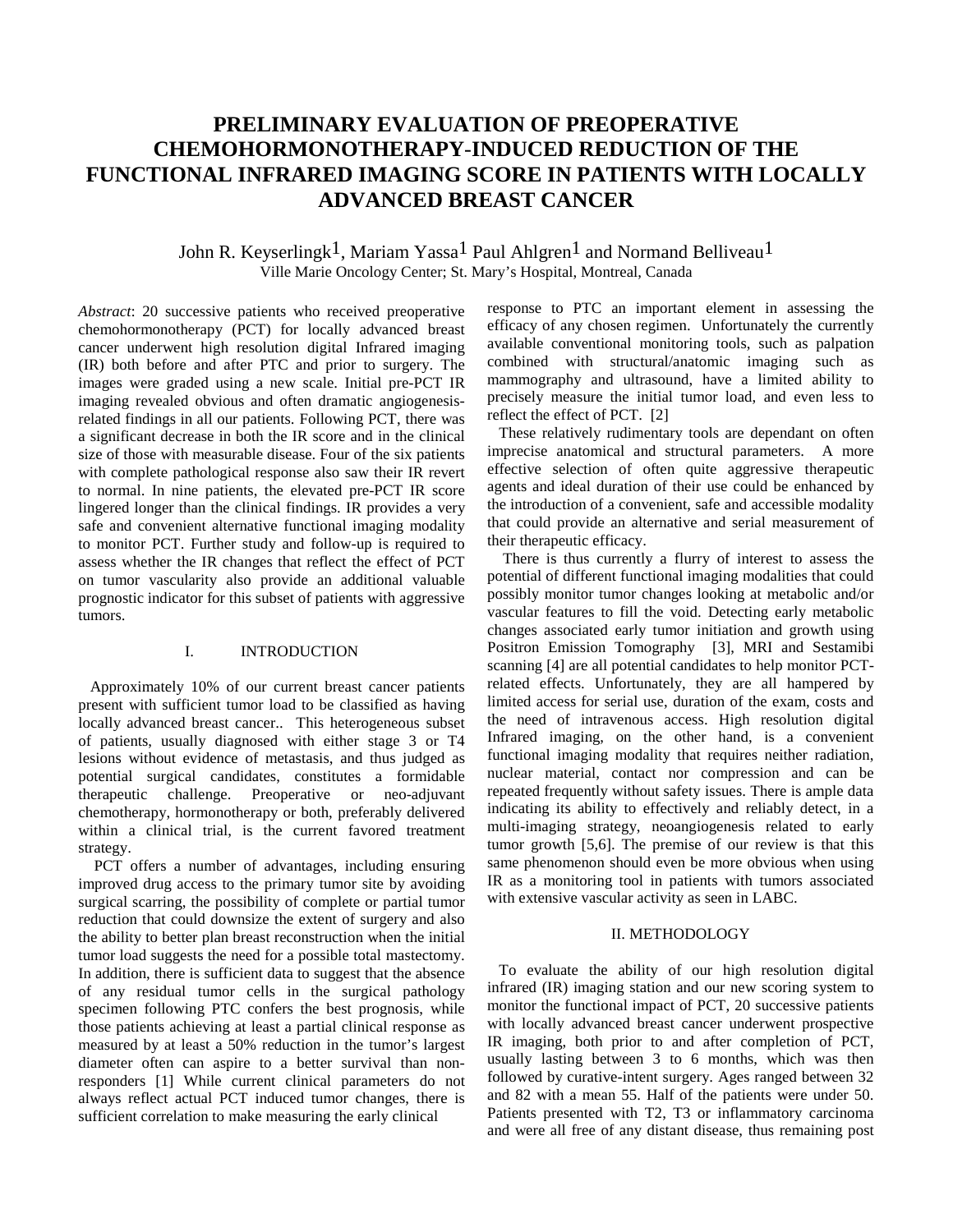# PRELIMINARY EVALUATION OF PREOPERATIVE CHEMOHORMONOTHERAPY-INDUCED REDUCTION OF THE FUNCTIONAL INFRARED IMAGING SCORE IN PATIENTS WITH LOCALLY ADVANCED BREAST CANCER

John R. Keyserlingk[1], Mariam Yassa[1] Paul Ahlgren[1] and Normand Belliveau[1]

Ville Marie Oncology Center; St. Mary's Hospital, Montreal, Canada

*Abstract*: 20 successive patients who received preoperative chemohormonotherapy (PCT) for locally advanced breast cancer underwent high resolution digital Infrared imaging (IR) both before and after PTC and prior to surgery. The images were graded using a new scale. Initial pre-PCT IR imaging revealed obvious and often dramatic angiogenesis-related findings in all our patients. Following PCT, there was a significant decrease in both the IR score and in the clinical size of those with measurable disease. Four of the six patients with complete pathological response also saw their IR revert to normal. In nine patients, the elevated pre-PCT IR score lingered longer than the clinical findings. IR provides a very safe and convenient alternative functional imaging modality to monitor PCT. Further study and follow-up is required to assess whether the IR changes that reflect the effect of PCT on tumor vascularity also provide an additional valuable prognostic indicator for this subset of patients with aggressive tumors.

## I. INTRODUCTION

Approximately 10% of our current breast cancer patients present with sufficient tumor load to be classified as having locally advanced breast cancer.. This heterogeneous subset of patients, usually diagnosed with either stage 3 or T4 lesions without evidence of metastasis, and thus judged as potential surgical candidates, constitutes a formidable therapeutic challenge. Preoperative or neo-adjuvant chemotherapy, hormonotherapy or both, preferably delivered within a clinical trial, is the current favored treatment strategy.

PCT offers a number of advantages, including ensuring improved drug access to the primary tumor site by avoiding surgical scarring, the possibility of complete or partial tumor reduction that could downsize the extent of surgery and also the ability to better plan breast reconstruction when the initial tumor load suggests the need for a possible total mastectomy. In addition, there is sufficient data to suggest that the absence of any residual tumor cells in the surgical pathology specimen following PTC confers the best prognosis, while those patients achieving at least a partial clinical response as measured by at least a 50% reduction in the tumor's largest diameter often can aspire to a better survival than non-responders [1] While current clinical parameters do not always reflect actual PCT induced tumor changes, there is sufficient correlation to make measuring the early clinical response to PTC an important element in assessing the efficacy of any chosen regimen. Unfortunately the currently available conventional monitoring tools, such as palpation combined with structural/anatomic imaging such as mammography and ultrasound, have a limited ability to precisely measure the initial tumor load, and even less to reflect the effect of PCT. [2]

These relatively rudimentary tools are dependant on often imprecise anatomical and structural parameters. A more effective selection of often quite aggressive therapeutic agents and ideal duration of their use could be enhanced by the introduction of a convenient, safe and accessible modality that could provide an alternative and serial measurement of their therapeutic efficacy.

There is thus currently a flurry of interest to assess the potential of different functional imaging modalities that could possibly monitor tumor changes looking at metabolic and/or vascular features to fill the void. Detecting early metabolic changes associated early tumor initiation and growth using Positron Emission Tomography [3], MRI and Sestamibi scanning [4] are all potential candidates to help monitor PCT-related effects. Unfortunately, they are all hampered by limited access for serial use, duration of the exam, costs and the need of intravenous access. High resolution digital Infrared imaging, on the other hand, is a convenient functional imaging modality that requires neither radiation, nuclear material, contact nor compression and can be repeated frequently without safety issues. There is ample data indicating its ability to effectively and reliably detect, in a multi-imaging strategy, neoangiogenesis related to early tumor growth [5,6]. The premise of our review is that this same phenomenon should even be more obvious when using IR as a monitoring tool in patients with tumors associated with extensive vascular activity as seen in LABC.

## II. METHODOLOGY

To evaluate the ability of our high resolution digital infrared (IR) imaging station and our new scoring system to monitor the functional impact of PCT, 20 successive patients with locally advanced breast cancer underwent prospective IR imaging, both prior to and after completion of PCT, usually lasting between 3 to 6 months, which was then followed by curative-intent surgery. Ages ranged between 32 and 82 with a mean 55. Half of the patients were under 50. Patients presented with T2, T3 or inflammatory carcinoma and were all free of any distant disease, thus remaining post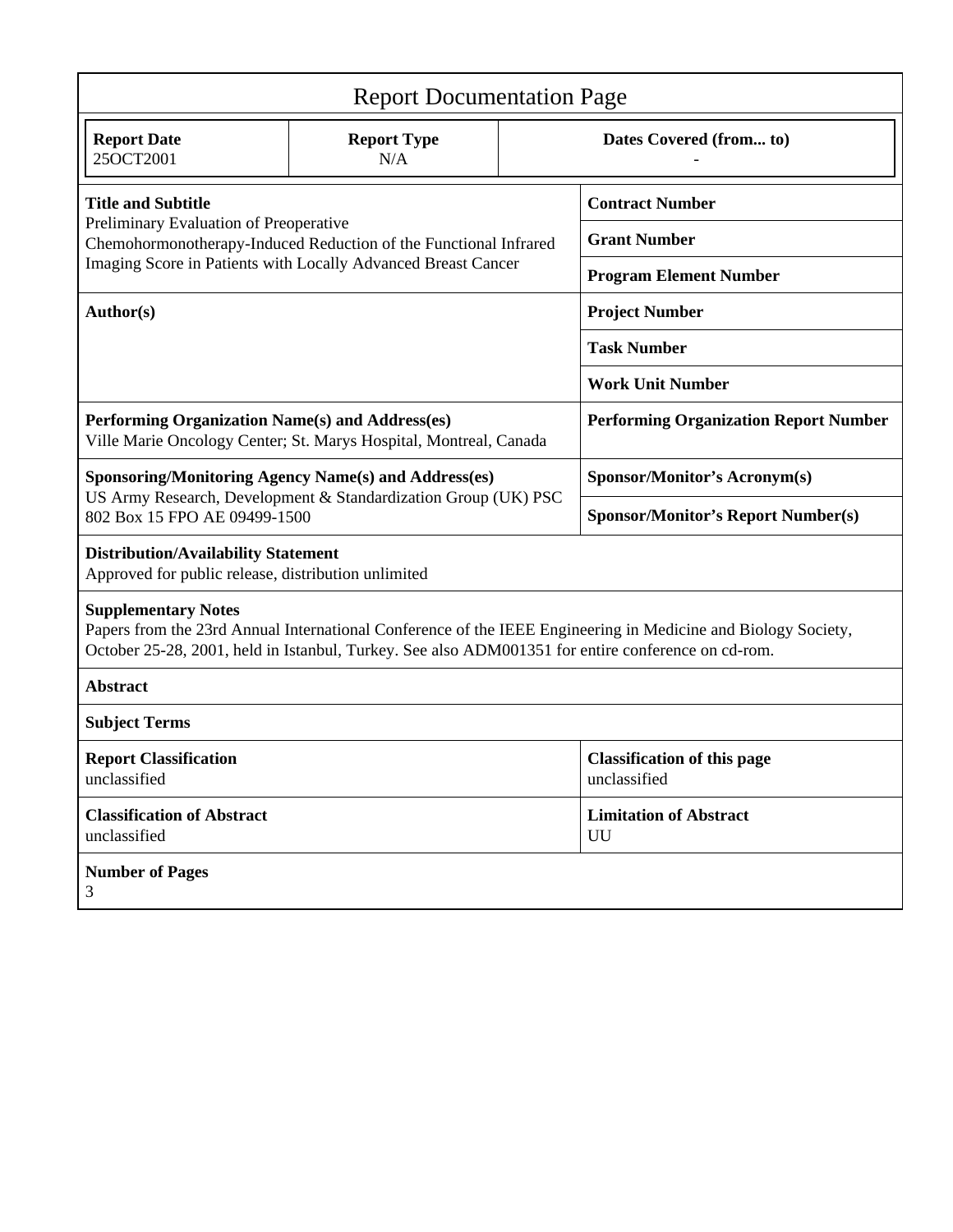# Report Documentation Page

| Report Date | Report Type | Dates Covered (from... to) |
|---|---|---|
| 25OCT2001 | N/A | - |

| | |
|---|---|
| **Title and Subtitle**<br>Preliminary Evaluation of Preoperative Chemohormonotherapy-Induced Reduction of the Functional Infrared Imaging Score in Patients with Locally Advanced Breast Cancer | **Contract Number** |
| | **Grant Number** |
| | **Program Element Number** |
| **Author(s)** | **Project Number** |
| | **Task Number** |
| | **Work Unit Number** |
| **Performing Organization Name(s) and Address(es)**<br>Ville Marie Oncology Center; St. Marys Hospital, Montreal, Canada | **Performing Organization Report Number** |
| **Sponsoring/Monitoring Agency Name(s) and Address(es)**<br>US Army Research, Development & Standardization Group (UK) PSC 802 Box 15 FPO AE 09499-1500 | **Sponsor/Monitor's Acronym(s)** |
| | **Sponsor/Monitor's Report Number(s)** |

**Distribution/Availability Statement**
Approved for public release, distribution unlimited

**Supplementary Notes**
Papers from the 23rd Annual International Conference of the IEEE Engineering in Medicine and Biology Society, October 25-28, 2001, held in Istanbul, Turkey. See also ADM001351 for entire conference on cd-rom.

**Abstract**

**Subject Terms**

| | |
|---|---|
| **Report Classification**<br>unclassified | **Classification of this page**<br>unclassified |
| **Classification of Abstract**<br>unclassified | **Limitation of Abstract**<br>UU |

**Number of Pages**
3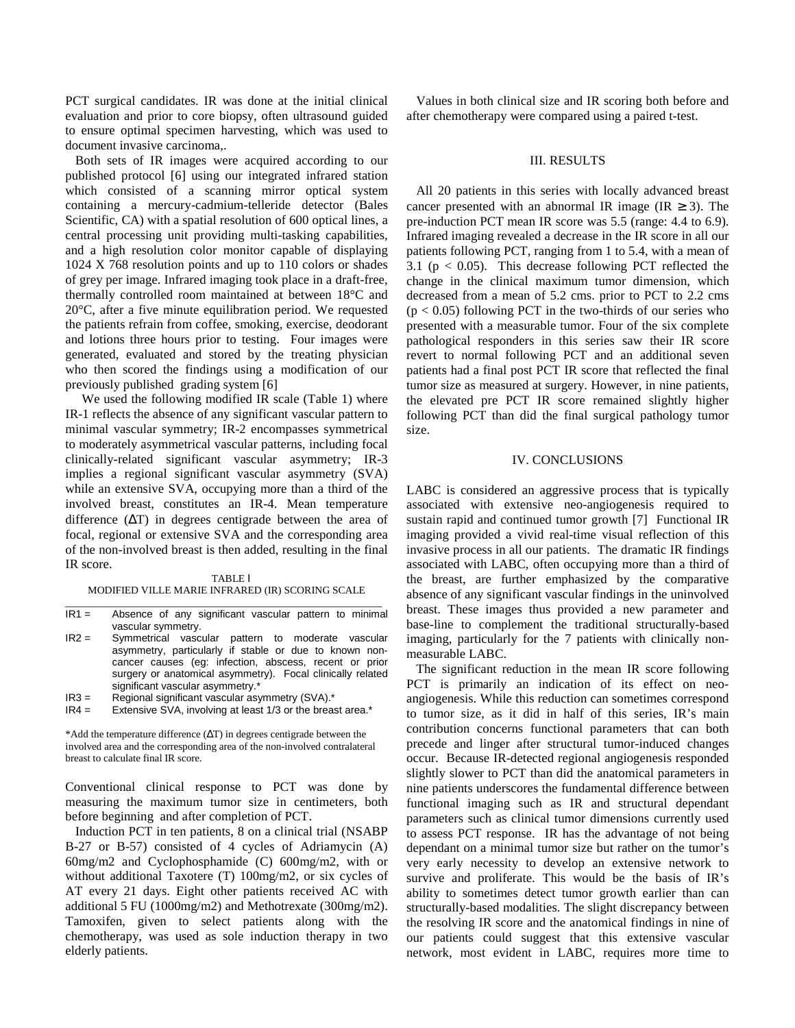PCT surgical candidates. IR was done at the initial clinical evaluation and prior to core biopsy, often ultrasound guided to ensure optimal specimen harvesting, which was used to document invasive carcinoma,.

Both sets of IR images were acquired according to our published protocol [6] using our integrated infrared station which consisted of a scanning mirror optical system containing a mercury-cadmium-telleride detector (Bales Scientific, CA) with a spatial resolution of 600 optical lines, a central processing unit providing multi-tasking capabilities, and a high resolution color monitor capable of displaying 1024 X 768 resolution points and up to 110 colors or shades of grey per image. Infrared imaging took place in a draft-free, thermally controlled room maintained at between 18°C and 20°C, after a five minute equilibration period. We requested the patients refrain from coffee, smoking, exercise, deodorant and lotions three hours prior to testing. Four images were generated, evaluated and stored by the treating physician who then scored the findings using a modification of our previously published grading system [6]

We used the following modified IR scale (Table 1) where IR-1 reflects the absence of any significant vascular pattern to minimal vascular symmetry; IR-2 encompasses symmetrical to moderately asymmetrical vascular patterns, including focal clinically-related significant vascular asymmetry; IR-3 implies a regional significant vascular asymmetry (SVA) while an extensive SVA, occupying more than a third of the involved breast, constitutes an IR-4. Mean temperature difference ($\Delta$T) in degrees centigrade between the area of focal, regional or extensive SVA and the corresponding area of the non-involved breast is then added, resulting in the final IR score.

TABLE I
MODIFIED VILLE MARIE INFRARED (IR) SCORING SCALE

| | |
|---|---|
| IR1 = | Absence of any significant vascular pattern to minimal vascular symmetry. |
| IR2 = | Symmetrical vascular pattern to moderate vascular asymmetry, particularly if stable or due to known non-cancer causes (eg: infection, abscess, recent or prior surgery or anatomical asymmetry). Focal clinically related significant vascular asymmetry.* |
| IR3 = | Regional significant vascular asymmetry (SVA).* |
| IR4 = | Extensive SVA, involving at least 1/3 or the breast area.* |

*Add the temperature difference ($\Delta$T) in degrees centigrade between the involved area and the corresponding area of the non-involved contralateral breast to calculate final IR score.

Conventional clinical response to PCT was done by measuring the maximum tumor size in centimeters, both before beginning and after completion of PCT.

Induction PCT in ten patients, 8 on a clinical trial (NSABP B-27 or B-57) consisted of 4 cycles of Adriamycin (A) 60mg/m2 and Cyclophosphamide (C) 600mg/m2, with or without additional Taxotere (T) 100mg/m2, or six cycles of AT every 21 days. Eight other patients received AC with additional 5 FU (1000mg/m2) and Methotrexate (300mg/m2). Tamoxifen, given to select patients along with the chemotherapy, was used as sole induction therapy in two elderly patients.

Values in both clinical size and IR scoring both before and after chemotherapy were compared using a paired t-test.

## III. RESULTS

All 20 patients in this series with locally advanced breast cancer presented with an abnormal IR image (IR $\geq$ 3). The pre-induction PCT mean IR score was 5.5 (range: 4.4 to 6.9). Infrared imaging revealed a decrease in the IR score in all our patients following PCT, ranging from 1 to 5.4, with a mean of 3.1 ($p < 0.05$). This decrease following PCT reflected the change in the clinical maximum tumor dimension, which decreased from a mean of 5.2 cms. prior to PCT to 2.2 cms ($p < 0.05$) following PCT in the two-thirds of our series who presented with a measurable tumor. Four of the six complete pathological responders in this series saw their IR score revert to normal following PCT and an additional seven patients had a final post PCT IR score that reflected the final tumor size as measured at surgery. However, in nine patients, the elevated pre PCT IR score remained slightly higher following PCT than did the final surgical pathology tumor size.

## IV. CONCLUSIONS

LABC is considered an aggressive process that is typically associated with extensive neo-angiogenesis required to sustain rapid and continued tumor growth [7] Functional IR imaging provided a vivid real-time visual reflection of this invasive process in all our patients. The dramatic IR findings associated with LABC, often occupying more than a third of the breast, are further emphasized by the comparative absence of any significant vascular findings in the uninvolved breast. These images thus provided a new parameter and base-line to complement the traditional structurally-based imaging, particularly for the 7 patients with clinically non-measurable LABC.

The significant reduction in the mean IR score following PCT is primarily an indication of its effect on neo-angiogenesis. While this reduction can sometimes correspond to tumor size, as it did in half of this series, IR's main contribution concerns functional parameters that can both precede and linger after structural tumor-induced changes occur. Because IR-detected regional angiogenesis responded slightly slower to PCT than did the anatomical parameters in nine patients underscores the fundamental difference between functional imaging such as IR and structural dependant parameters such as clinical tumor dimensions currently used to assess PCT response. IR has the advantage of not being dependant on a minimal tumor size but rather on the tumor's very early necessity to develop an extensive network to survive and proliferate. This would be the basis of IR's ability to sometimes detect tumor growth earlier than can structurally-based modalities. The slight discrepancy between the resolving IR score and the anatomical findings in nine of our patients could suggest that this extensive vascular network, most evident in LABC, requires more time to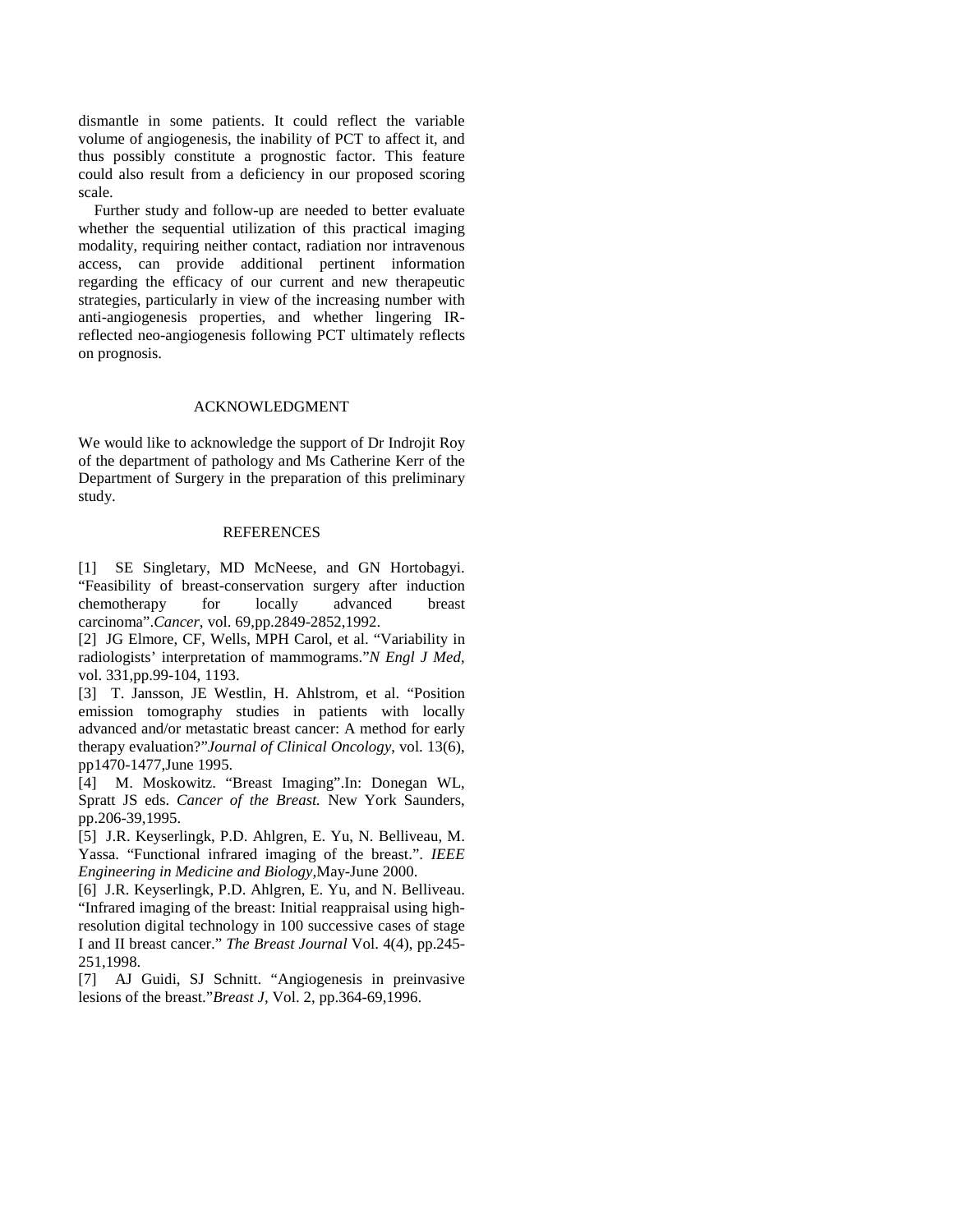dismantle in some patients. It could reflect the variable volume of angiogenesis, the inability of PCT to affect it, and thus possibly constitute a prognostic factor. This feature could also result from a deficiency in our proposed scoring scale.

Further study and follow-up are needed to better evaluate whether the sequential utilization of this practical imaging modality, requiring neither contact, radiation nor intravenous access, can provide additional pertinent information regarding the efficacy of our current and new therapeutic strategies, particularly in view of the increasing number with anti-angiogenesis properties, and whether lingering IR-reflected neo-angiogenesis following PCT ultimately reflects on prognosis.

## ACKNOWLEDGMENT

We would like to acknowledge the support of Dr Indrojit Roy of the department of pathology and Ms Catherine Kerr of the Department of Surgery in the preparation of this preliminary study.

## REFERENCES

[1] SE Singletary, MD McNeese, and GN Hortobagyi. “Feasibility of breast-conservation surgery after induction chemotherapy for locally advanced breast carcinoma”.*Cancer*, vol. 69,pp.2849-2852,1992.

[2] JG Elmore, CF, Wells, MPH Carol, et al. “Variability in radiologists’ interpretation of mammograms.”*N Engl J Med*, vol. 331,pp.99-104, 1193.

[3] T. Jansson, JE Westlin, H. Ahlstrom, et al. “Position emission tomography studies in patients with locally advanced and/or metastatic breast cancer: A method for early therapy evaluation?”*Journal of Clinical Oncology*, vol. 13(6), pp1470-1477,June 1995.

[4] M. Moskowitz. “Breast Imaging”.In: Donegan WL, Spratt JS eds. *Cancer of the Breast.* New York Saunders, pp.206-39,1995.

[5] J.R. Keyserlingk, P.D. Ahlgren, E. Yu, N. Belliveau, M. Yassa. “Functional infrared imaging of the breast.”. *IEEE Engineering in Medicine and Biology,*May-June 2000.

[6] J.R. Keyserlingk, P.D. Ahlgren, E. Yu, and N. Belliveau. “Infrared imaging of the breast: Initial reappraisal using high-resolution digital technology in 100 successive cases of stage I and II breast cancer.” *The Breast Journal* Vol. 4(4), pp.245-251,1998.

[7] AJ Guidi, SJ Schnitt. “Angiogenesis in preinvasive lesions of the breast.”*Breast J*, Vol. 2, pp.364-69,1996.